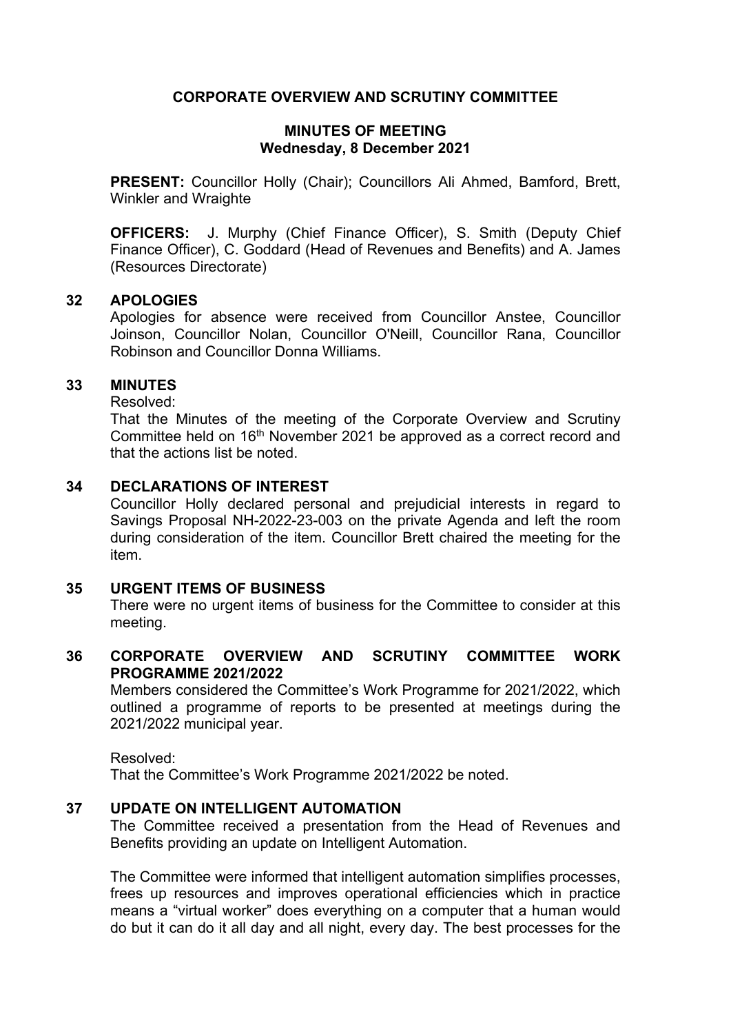# CORPORATE OVERVIEW AND SCRUTINY COMMITTEE

## MINUTES OF MEETING
## Wednesday, 8 December 2021

**PRESENT:** Councillor Holly (Chair); Councillors Ali Ahmed, Bamford, Brett, Winkler and Wraighte

**OFFICERS:** J. Murphy (Chief Finance Officer), S. Smith (Deputy Chief Finance Officer), C. Goddard (Head of Revenues and Benefits) and A. James (Resources Directorate)

### 32 APOLOGIES

Apologies for absence were received from Councillor Anstee, Councillor Joinson, Councillor Nolan, Councillor O'Neill, Councillor Rana, Councillor Robinson and Councillor Donna Williams.

### 33 MINUTES

Resolved:

That the Minutes of the meeting of the Corporate Overview and Scrutiny Committee held on 16th November 2021 be approved as a correct record and that the actions list be noted.

### 34 DECLARATIONS OF INTEREST

Councillor Holly declared personal and prejudicial interests in regard to Savings Proposal NH-2022-23-003 on the private Agenda and left the room during consideration of the item. Councillor Brett chaired the meeting for the item.

### 35 URGENT ITEMS OF BUSINESS

There were no urgent items of business for the Committee to consider at this meeting.

### 36 CORPORATE OVERVIEW AND SCRUTINY COMMITTEE WORK PROGRAMME 2021/2022

Members considered the Committee's Work Programme for 2021/2022, which outlined a programme of reports to be presented at meetings during the 2021/2022 municipal year.

Resolved:

That the Committee's Work Programme 2021/2022 be noted.

### 37 UPDATE ON INTELLIGENT AUTOMATION

The Committee received a presentation from the Head of Revenues and Benefits providing an update on Intelligent Automation.

The Committee were informed that intelligent automation simplifies processes, frees up resources and improves operational efficiencies which in practice means a "virtual worker" does everything on a computer that a human would do but it can do it all day and all night, every day. The best processes for the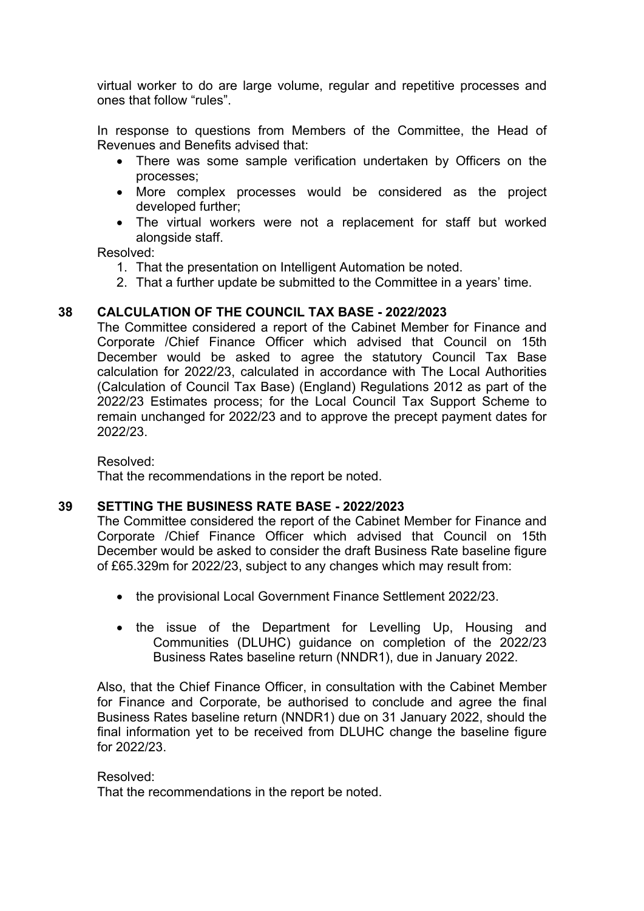virtual worker to do are large volume, regular and repetitive processes and ones that follow "rules".

In response to questions from Members of the Committee, the Head of Revenues and Benefits advised that:

- There was some sample verification undertaken by Officers on the processes;
- More complex processes would be considered as the project developed further;
- The virtual workers were not a replacement for staff but worked alongside staff.

Resolved:

1. That the presentation on Intelligent Automation be noted.
2. That a further update be submitted to the Committee in a years' time.

## 38 CALCULATION OF THE COUNCIL TAX BASE - 2022/2023

The Committee considered a report of the Cabinet Member for Finance and Corporate /Chief Finance Officer which advised that Council on 15th December would be asked to agree the statutory Council Tax Base calculation for 2022/23, calculated in accordance with The Local Authorities (Calculation of Council Tax Base) (England) Regulations 2012 as part of the 2022/23 Estimates process; for the Local Council Tax Support Scheme to remain unchanged for 2022/23 and to approve the precept payment dates for 2022/23.

Resolved:
That the recommendations in the report be noted.

## 39 SETTING THE BUSINESS RATE BASE - 2022/2023

The Committee considered the report of the Cabinet Member for Finance and Corporate /Chief Finance Officer which advised that Council on 15th December would be asked to consider the draft Business Rate baseline figure of £65.329m for 2022/23, subject to any changes which may result from:

- the provisional Local Government Finance Settlement 2022/23.
- the issue of the Department for Levelling Up, Housing and Communities (DLUHC) guidance on completion of the 2022/23 Business Rates baseline return (NNDR1), due in January 2022.

Also, that the Chief Finance Officer, in consultation with the Cabinet Member for Finance and Corporate, be authorised to conclude and agree the final Business Rates baseline return (NNDR1) due on 31 January 2022, should the final information yet to be received from DLUHC change the baseline figure for 2022/23.

Resolved:
That the recommendations in the report be noted.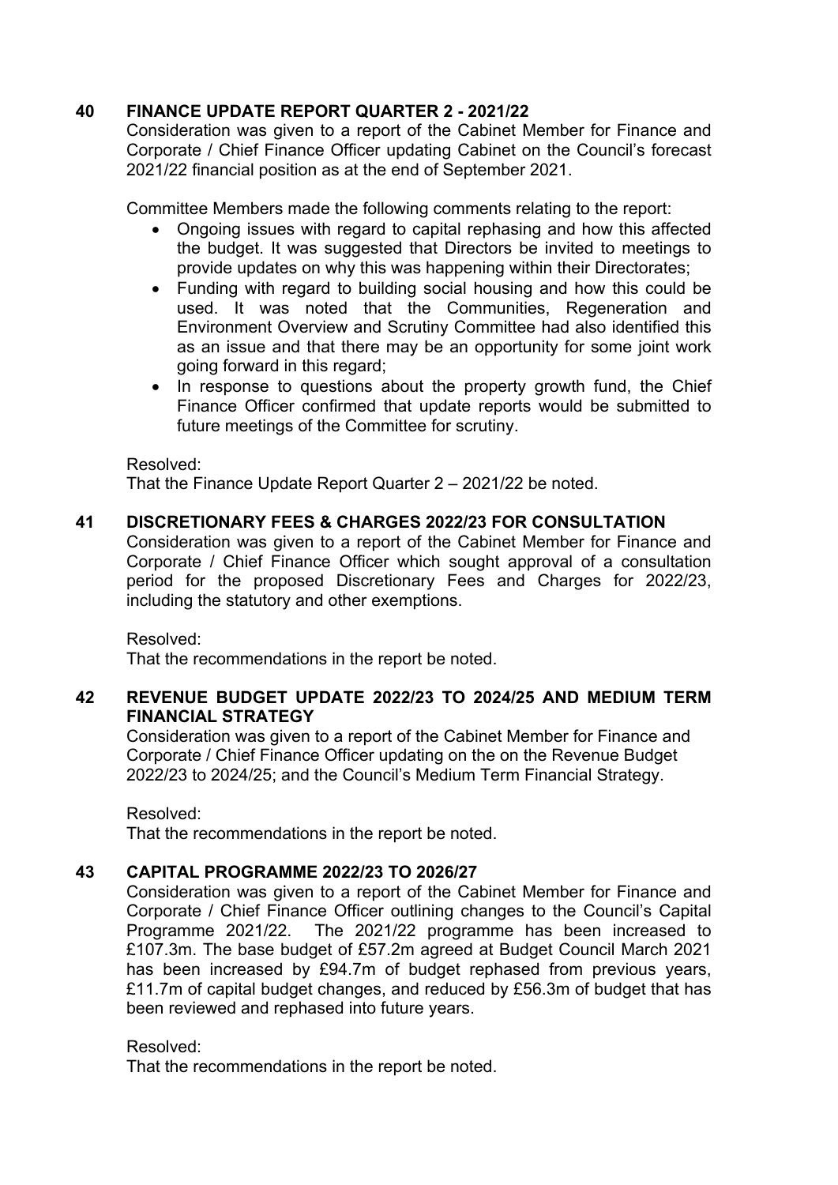## 40 FINANCE UPDATE REPORT QUARTER 2 - 2021/22

Consideration was given to a report of the Cabinet Member for Finance and Corporate / Chief Finance Officer updating Cabinet on the Council's forecast 2021/22 financial position as at the end of September 2021.

Committee Members made the following comments relating to the report:

- Ongoing issues with regard to capital rephasing and how this affected the budget. It was suggested that Directors be invited to meetings to provide updates on why this was happening within their Directorates;
- Funding with regard to building social housing and how this could be used. It was noted that the Communities, Regeneration and Environment Overview and Scrutiny Committee had also identified this as an issue and that there may be an opportunity for some joint work going forward in this regard;
- In response to questions about the property growth fund, the Chief Finance Officer confirmed that update reports would be submitted to future meetings of the Committee for scrutiny.

Resolved:
That the Finance Update Report Quarter 2 – 2021/22 be noted.

## 41 DISCRETIONARY FEES & CHARGES 2022/23 FOR CONSULTATION

Consideration was given to a report of the Cabinet Member for Finance and Corporate / Chief Finance Officer which sought approval of a consultation period for the proposed Discretionary Fees and Charges for 2022/23, including the statutory and other exemptions.

Resolved:
That the recommendations in the report be noted.

## 42 REVENUE BUDGET UPDATE 2022/23 TO 2024/25 AND MEDIUM TERM FINANCIAL STRATEGY

Consideration was given to a report of the Cabinet Member for Finance and Corporate / Chief Finance Officer updating on the on the Revenue Budget 2022/23 to 2024/25; and the Council's Medium Term Financial Strategy.

Resolved:
That the recommendations in the report be noted.

## 43 CAPITAL PROGRAMME 2022/23 TO 2026/27

Consideration was given to a report of the Cabinet Member for Finance and Corporate / Chief Finance Officer outlining changes to the Council's Capital Programme 2021/22. The 2021/22 programme has been increased to £107.3m. The base budget of £57.2m agreed at Budget Council March 2021 has been increased by £94.7m of budget rephased from previous years, £11.7m of capital budget changes, and reduced by £56.3m of budget that has been reviewed and rephased into future years.

Resolved:
That the recommendations in the report be noted.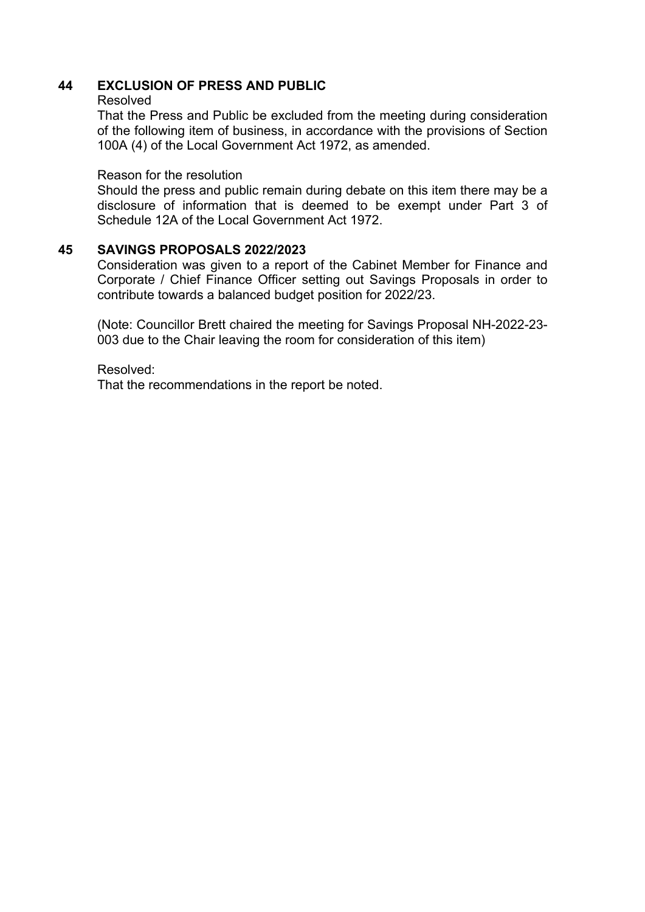## 44 EXCLUSION OF PRESS AND PUBLIC

Resolved

That the Press and Public be excluded from the meeting during consideration of the following item of business, in accordance with the provisions of Section 100A (4) of the Local Government Act 1972, as amended.

Reason for the resolution

Should the press and public remain during debate on this item there may be a disclosure of information that is deemed to be exempt under Part 3 of Schedule 12A of the Local Government Act 1972.

## 45 SAVINGS PROPOSALS 2022/2023

Consideration was given to a report of the Cabinet Member for Finance and Corporate / Chief Finance Officer setting out Savings Proposals in order to contribute towards a balanced budget position for 2022/23.

(Note: Councillor Brett chaired the meeting for Savings Proposal NH-2022-23-003 due to the Chair leaving the room for consideration of this item)

Resolved:

That the recommendations in the report be noted.